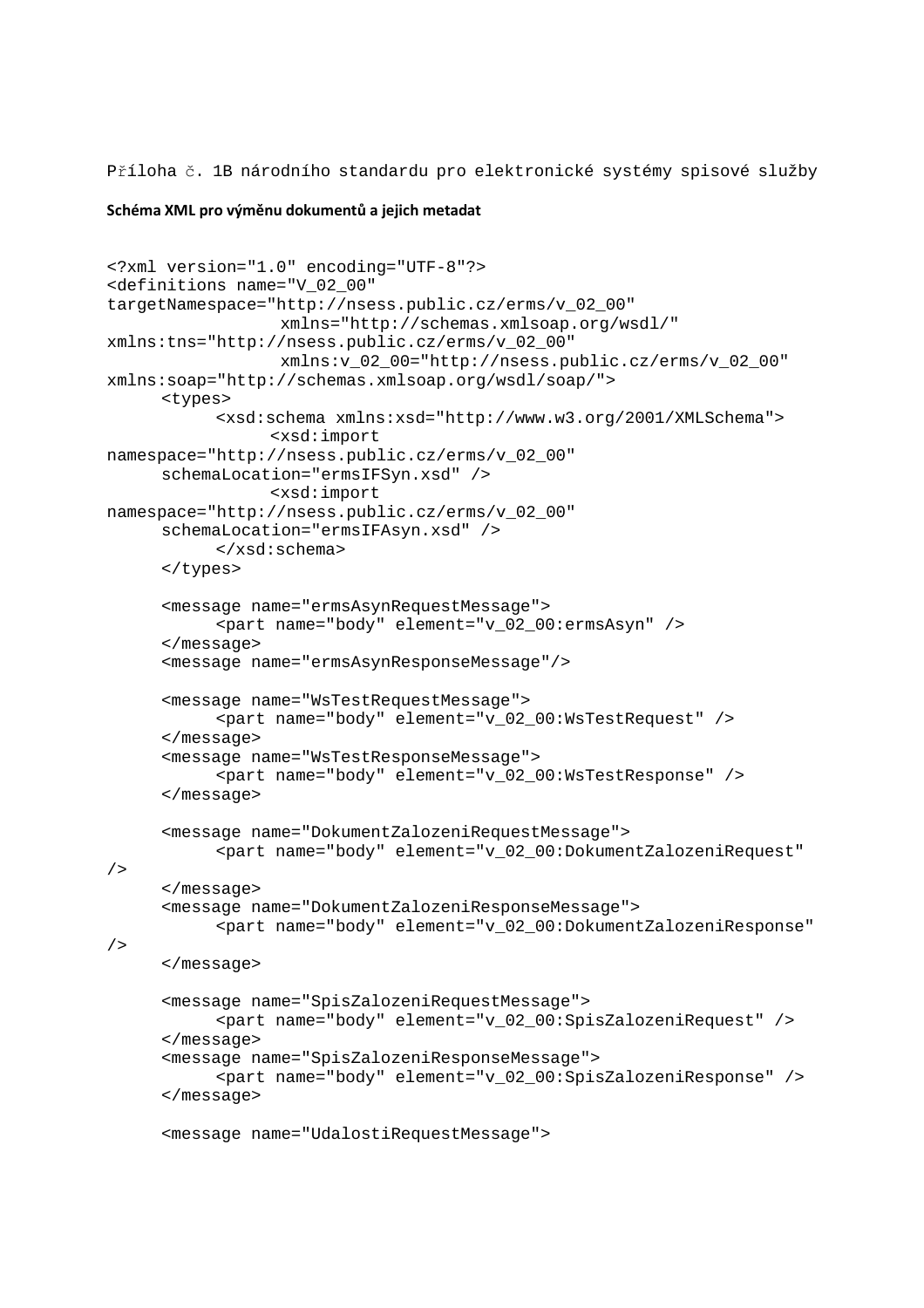Příloha č. 1B národního standardu pro elektronické systémy spisové služby

**Schéma XML pro výměnu dokumentů a jejich metadat**

```
<?xml version="1.0" encoding="UTF-8"?>
<definitions name="V_02_00"
targetNamespace="http://nsess.public.cz/erms/v_02_00"
                xmlns="http://schemas.xmlsoap.org/wsdl/"
xmlns:tns="http://nsess.public.cz/erms/v_02_00"
                xmlns:v_02_00="http://nsess.public.cz/erms/v_02_00"
xmlns:soap="http://schemas.xmlsoap.org/wsdl/soap/">
     <types>
          <xsd:schema xmlns:xsd="http://www.w3.org/2001/XMLSchema">
               <xsd:import
namespace="http://nsess.public.cz/erms/v_02_00"
     schemaLocation="ermsIFSyn.xsd" />
               <xsd:import
namespace="http://nsess.public.cz/erms/v_02_00"
     schemaLocation="ermsIFAsyn.xsd" />
          </xsd:schema>
     </types>

     <message name="ermsAsynRequestMessage">
          <part name="body" element="v_02_00:ermsAsyn" />
     </message>
     <message name="ermsAsynResponseMessage"/>

     <message name="WsTestRequestMessage">
          <part name="body" element="v_02_00:WsTestRequest" />
     </message>
     <message name="WsTestResponseMessage">
          <part name="body" element="v_02_00:WsTestResponse" />
     </message>

     <message name="DokumentZalozeniRequestMessage">
          <part name="body" element="v_02_00:DokumentZalozeniRequest"
/>
     </message>
     <message name="DokumentZalozeniResponseMessage">
          <part name="body" element="v_02_00:DokumentZalozeniResponse"
/>
     </message>

     <message name="SpisZalozeniRequestMessage">
          <part name="body" element="v_02_00:SpisZalozeniRequest" />
     </message>
     <message name="SpisZalozeniResponseMessage">
          <part name="body" element="v_02_00:SpisZalozeniResponse" />
     </message>

     <message name="UdalostiRequestMessage">
```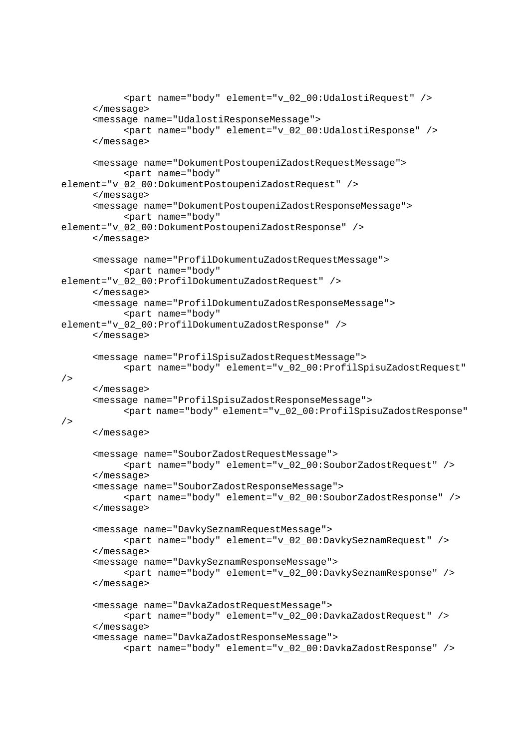```
            <part name="body" element="v_02_00:UdalostiRequest" />
      </message>
      <message name="UdalostiResponseMessage">
            <part name="body" element="v_02_00:UdalostiResponse" />
      </message>

      <message name="DokumentPostoupeniZadostRequestMessage">
            <part name="body"
element="v_02_00:DokumentPostoupeniZadostRequest" />
      </message>
      <message name="DokumentPostoupeniZadostResponseMessage">
            <part name="body"
element="v_02_00:DokumentPostoupeniZadostResponse" />
      </message>

      <message name="ProfilDokumentuZadostRequestMessage">
            <part name="body"
element="v_02_00:ProfilDokumentuZadostRequest" />
      </message>
      <message name="ProfilDokumentuZadostResponseMessage">
            <part name="body"
element="v_02_00:ProfilDokumentuZadostResponse" />
      </message>

      <message name="ProfilSpisuZadostRequestMessage">
            <part name="body" element="v_02_00:ProfilSpisuZadostRequest"
/>
      </message>
      <message name="ProfilSpisuZadostResponseMessage">
            <part name="body" element="v_02_00:ProfilSpisuZadostResponse"
/>
      </message>

      <message name="SouborZadostRequestMessage">
            <part name="body" element="v_02_00:SouborZadostRequest" />
      </message>
      <message name="SouborZadostResponseMessage">
            <part name="body" element="v_02_00:SouborZadostResponse" />
      </message>

      <message name="DavkySeznamRequestMessage">
            <part name="body" element="v_02_00:DavkySeznamRequest" />
      </message>
      <message name="DavkySeznamResponseMessage">
            <part name="body" element="v_02_00:DavkySeznamResponse" />
      </message>

      <message name="DavkaZadostRequestMessage">
            <part name="body" element="v_02_00:DavkaZadostRequest" />
      </message>
      <message name="DavkaZadostResponseMessage">
            <part name="body" element="v_02_00:DavkaZadostResponse" />
```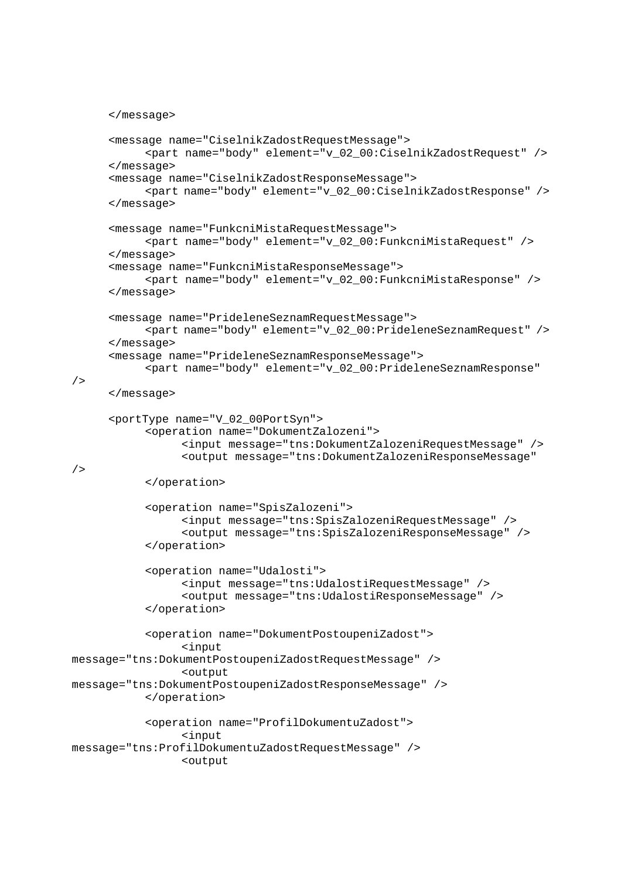```
      </message>

      <message name="CiselnikZadostRequestMessage">
            <part name="body" element="v_02_00:CiselnikZadostRequest" />
      </message>
      <message name="CiselnikZadostResponseMessage">
            <part name="body" element="v_02_00:CiselnikZadostResponse" />
      </message>

      <message name="FunkcniMistaRequestMessage">
            <part name="body" element="v_02_00:FunkcniMistaRequest" />
      </message>
      <message name="FunkcniMistaResponseMessage">
            <part name="body" element="v_02_00:FunkcniMistaResponse" />
      </message>

      <message name="PrideleneSeznamRequestMessage">
            <part name="body" element="v_02_00:PrideleneSeznamRequest" />
      </message>
      <message name="PrideleneSeznamResponseMessage">
            <part name="body" element="v_02_00:PrideleneSeznamResponse"
/>
      </message>

      <portType name="V_02_00PortSyn">
            <operation name="DokumentZalozeni">
                  <input message="tns:DokumentZalozeniRequestMessage" />
                  <output message="tns:DokumentZalozeniResponseMessage"
/>
            </operation>

            <operation name="SpisZalozeni">
                  <input message="tns:SpisZalozeniRequestMessage" />
                  <output message="tns:SpisZalozeniResponseMessage" />
            </operation>

            <operation name="Udalosti">
                  <input message="tns:UdalostiRequestMessage" />
                  <output message="tns:UdalostiResponseMessage" />
            </operation>

            <operation name="DokumentPostoupeniZadost">
                  <input
message="tns:DokumentPostoupeniZadostRequestMessage" />
                  <output
message="tns:DokumentPostoupeniZadostResponseMessage" />
            </operation>

            <operation name="ProfilDokumentuZadost">
                  <input
message="tns:ProfilDokumentuZadostRequestMessage" />
                  <output
```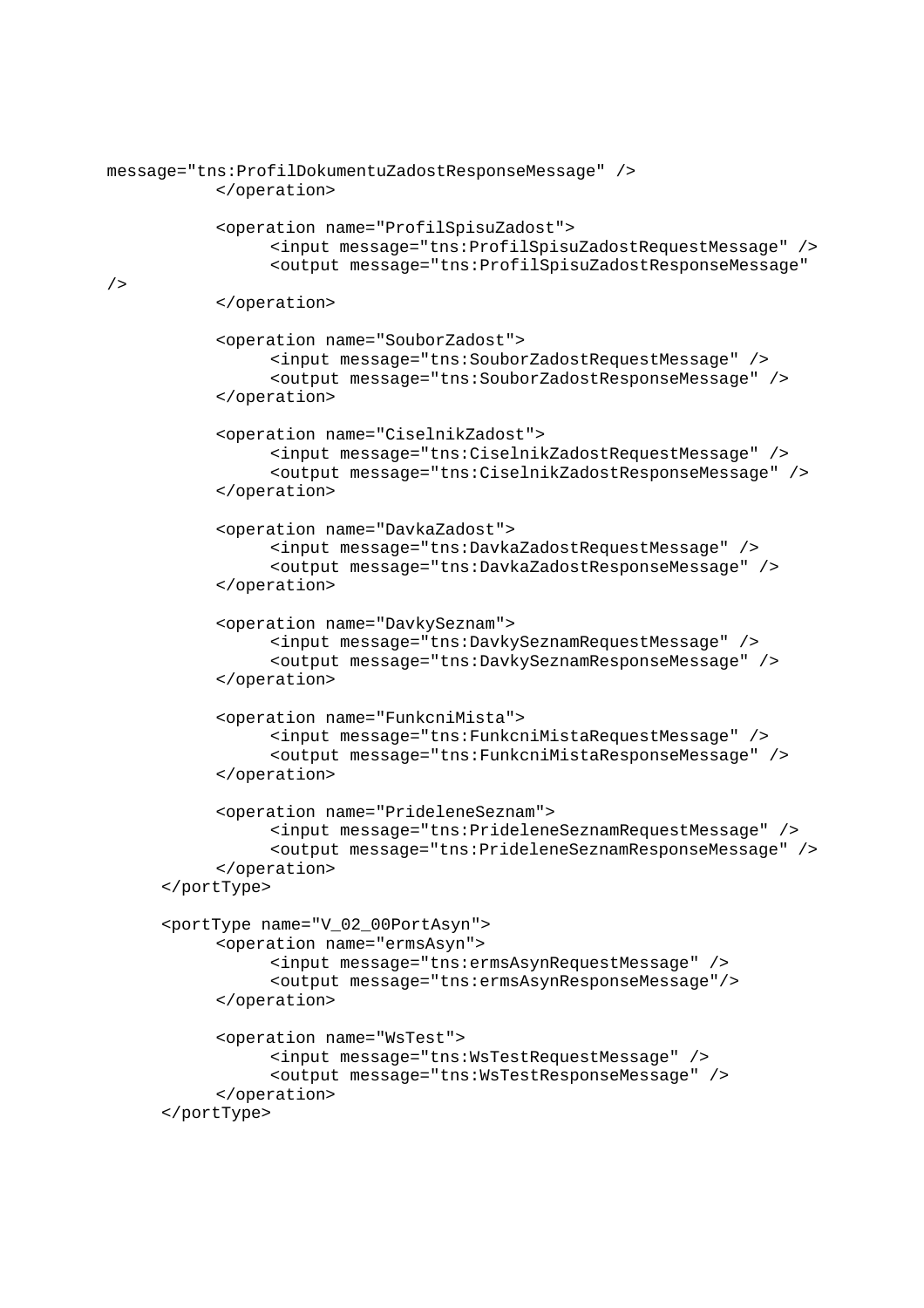```
message="tns:ProfilDokumentuZadostResponseMessage" />
		</operation>

		<operation name="ProfilSpisuZadost">
			<input message="tns:ProfilSpisuZadostRequestMessage" />
			<output message="tns:ProfilSpisuZadostResponseMessage"
/>
		</operation>

		<operation name="SouborZadost">
			<input message="tns:SouborZadostRequestMessage" />
			<output message="tns:SouborZadostResponseMessage" />
		</operation>

		<operation name="CiselnikZadost">
			<input message="tns:CiselnikZadostRequestMessage" />
			<output message="tns:CiselnikZadostResponseMessage" />
		</operation>

		<operation name="DavkaZadost">
			<input message="tns:DavkaZadostRequestMessage" />
			<output message="tns:DavkaZadostResponseMessage" />
		</operation>

		<operation name="DavkySeznam">
			<input message="tns:DavkySeznamRequestMessage" />
			<output message="tns:DavkySeznamResponseMessage" />
		</operation>

		<operation name="FunkcniMista">
			<input message="tns:FunkcniMistaRequestMessage" />
			<output message="tns:FunkcniMistaResponseMessage" />
		</operation>

		<operation name="PrideleneSeznam">
			<input message="tns:PrideleneSeznamRequestMessage" />
			<output message="tns:PrideleneSeznamResponseMessage" />
		</operation>
	</portType>

	<portType name="V_02_00PortAsyn">
		<operation name="ermsAsyn">
			<input message="tns:ermsAsynRequestMessage" />
			<output message="tns:ermsAsynResponseMessage"/>
		</operation>

		<operation name="WsTest">
			<input message="tns:WsTestRequestMessage" />
			<output message="tns:WsTestResponseMessage" />
		</operation>
	</portType>
```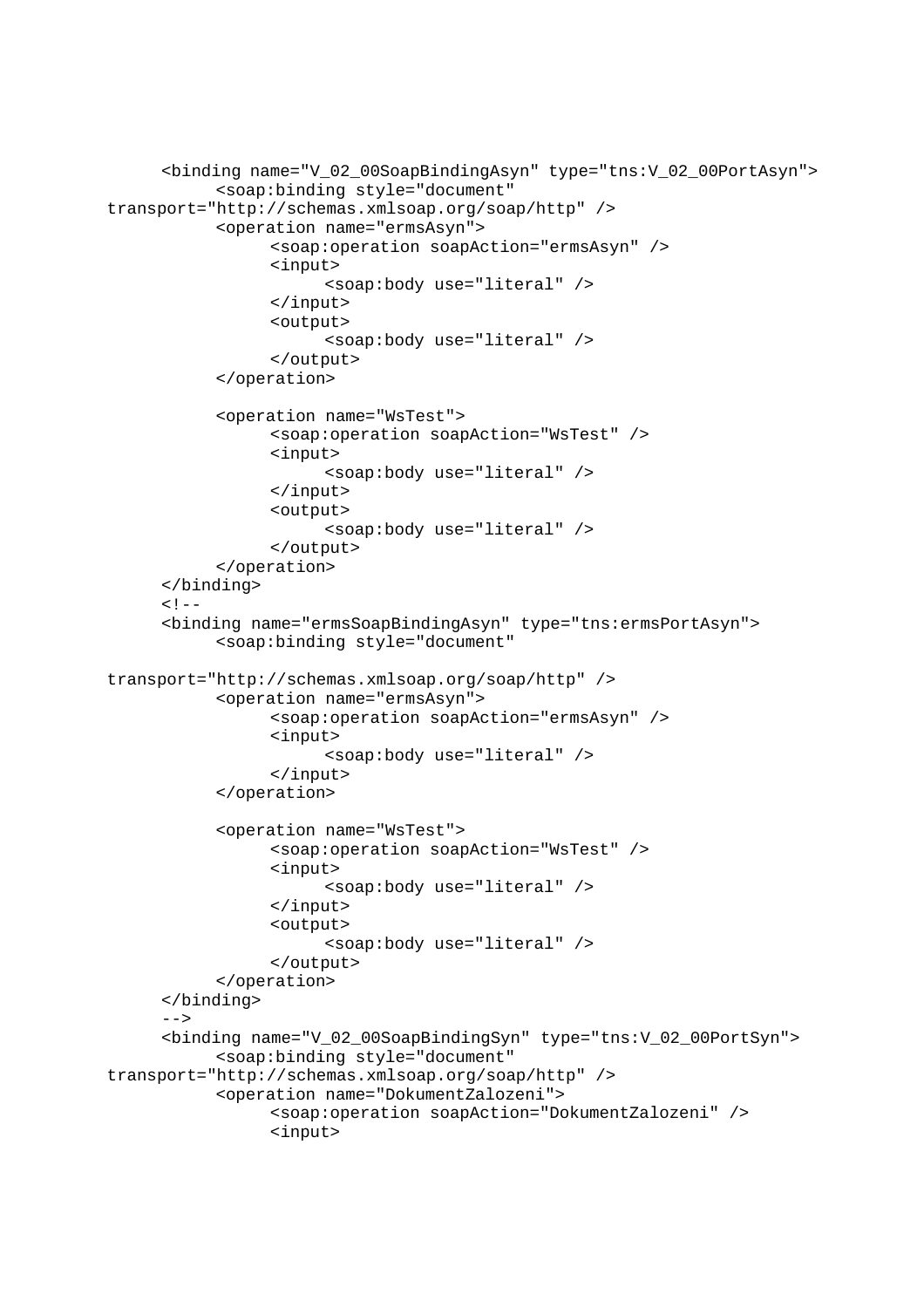```
	<binding name="V_02_00SoapBindingAsyn" type="tns:V_02_00PortAsyn">
		<soap:binding style="document"
transport="http://schemas.xmlsoap.org/soap/http" />
		<operation name="ermsAsyn">
			<soap:operation soapAction="ermsAsyn" />
			<input>
				<soap:body use="literal" />
			</input>
			<output>
				<soap:body use="literal" />
			</output>
		</operation>

		<operation name="WsTest">
			<soap:operation soapAction="WsTest" />
			<input>
				<soap:body use="literal" />
			</input>
			<output>
				<soap:body use="literal" />
			</output>
		</operation>
	</binding>
	<!--
	<binding name="ermsSoapBindingAsyn" type="tns:ermsPortAsyn">
		<soap:binding style="document"

transport="http://schemas.xmlsoap.org/soap/http" />
		<operation name="ermsAsyn">
			<soap:operation soapAction="ermsAsyn" />
			<input>
				<soap:body use="literal" />
			</input>
		</operation>

		<operation name="WsTest">
			<soap:operation soapAction="WsTest" />
			<input>
				<soap:body use="literal" />
			</input>
			<output>
				<soap:body use="literal" />
			</output>
		</operation>
	</binding>
	-->
	<binding name="V_02_00SoapBindingSyn" type="tns:V_02_00PortSyn">
		<soap:binding style="document"
transport="http://schemas.xmlsoap.org/soap/http" />
		<operation name="DokumentZalozeni">
			<soap:operation soapAction="DokumentZalozeni" />
			<input>
```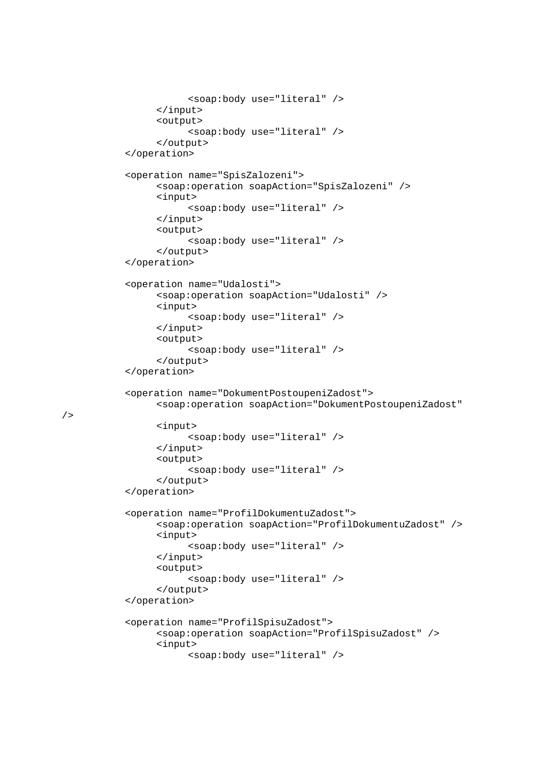```
                <soap:body use="literal" />
            </input>
            <output>
                <soap:body use="literal" />
            </output>
        </operation>

        <operation name="SpisZalozeni">
            <soap:operation soapAction="SpisZalozeni" />
            <input>
                <soap:body use="literal" />
            </input>
            <output>
                <soap:body use="literal" />
            </output>
        </operation>

        <operation name="Udalosti">
            <soap:operation soapAction="Udalosti" />
            <input>
                <soap:body use="literal" />
            </input>
            <output>
                <soap:body use="literal" />
            </output>
        </operation>

        <operation name="DokumentPostoupeniZadost">
            <soap:operation soapAction="DokumentPostoupeniZadost"
/>
            <input>
                <soap:body use="literal" />
            </input>
            <output>
                <soap:body use="literal" />
            </output>
        </operation>

        <operation name="ProfilDokumentuZadost">
            <soap:operation soapAction="ProfilDokumentuZadost" />
            <input>
                <soap:body use="literal" />
            </input>
            <output>
                <soap:body use="literal" />
            </output>
        </operation>

        <operation name="ProfilSpisuZadost">
            <soap:operation soapAction="ProfilSpisuZadost" />
            <input>
                <soap:body use="literal" />
```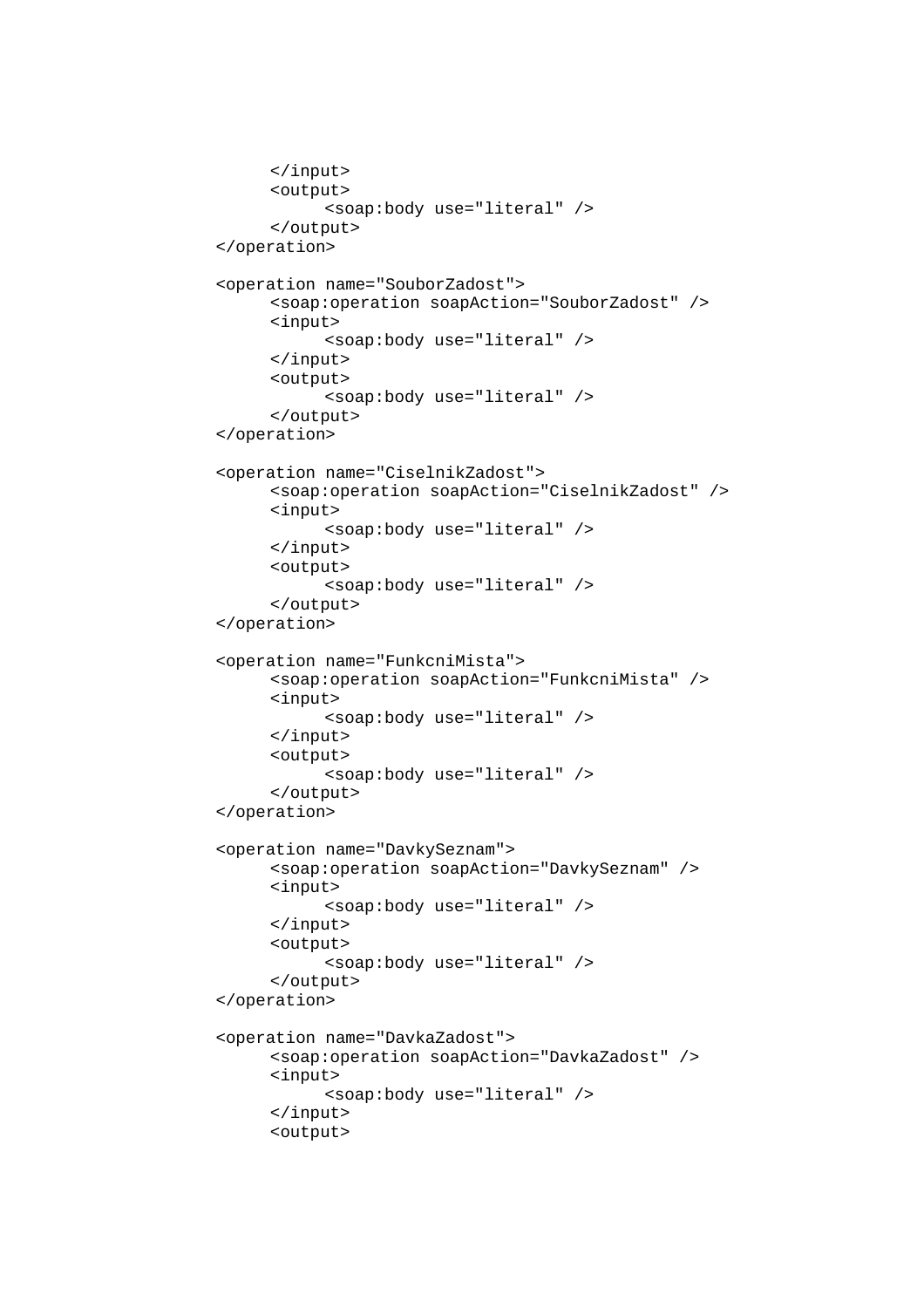```
		</input>
		<output>
			<soap:body use="literal" />
		</output>
	</operation>

	<operation name="SouborZadost">
		<soap:operation soapAction="SouborZadost" />
		<input>
			<soap:body use="literal" />
		</input>
		<output>
			<soap:body use="literal" />
		</output>
	</operation>

	<operation name="CiselnikZadost">
		<soap:operation soapAction="CiselnikZadost" />
		<input>
			<soap:body use="literal" />
		</input>
		<output>
			<soap:body use="literal" />
		</output>
	</operation>

	<operation name="FunkcniMista">
		<soap:operation soapAction="FunkcniMista" />
		<input>
			<soap:body use="literal" />
		</input>
		<output>
			<soap:body use="literal" />
		</output>
	</operation>

	<operation name="DavkySeznam">
		<soap:operation soapAction="DavkySeznam" />
		<input>
			<soap:body use="literal" />
		</input>
		<output>
			<soap:body use="literal" />
		</output>
	</operation>

	<operation name="DavkaZadost">
		<soap:operation soapAction="DavkaZadost" />
		<input>
			<soap:body use="literal" />
		</input>
		<output>
```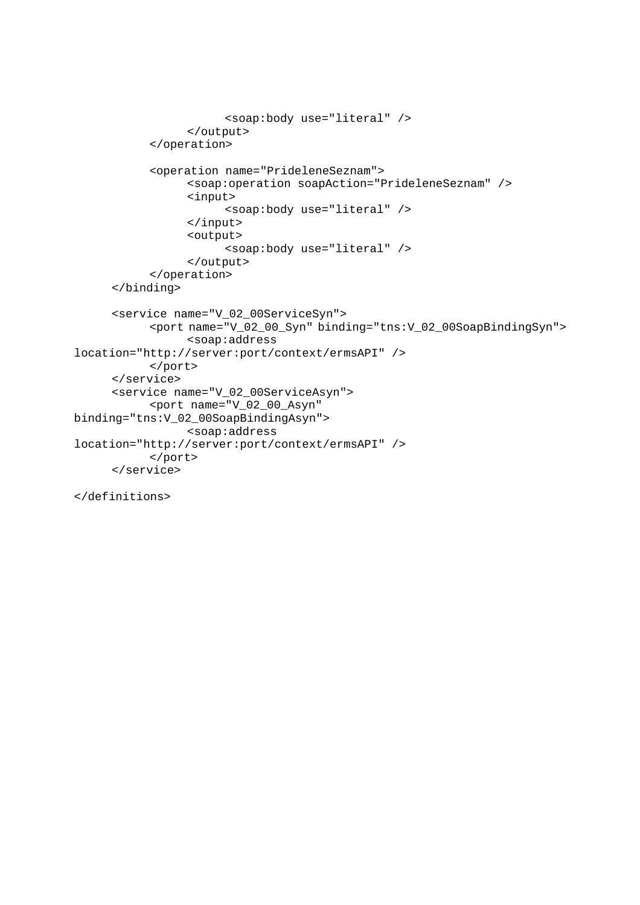```
                <soap:body use="literal" />
            </output>
        </operation>

        <operation name="PrideleneSeznam">
            <soap:operation soapAction="PrideleneSeznam" />
            <input>
                <soap:body use="literal" />
            </input>
            <output>
                <soap:body use="literal" />
            </output>
        </operation>
    </binding>

    <service name="V_02_00ServiceSyn">
        <port name="V_02_00_Syn" binding="tns:V_02_00SoapBindingSyn">
            <soap:address 
location="http://server:port/context/ermsAPI" />
        </port>
    </service>
    <service name="V_02_00ServiceAsyn">
        <port name="V_02_00_Asyn" 
binding="tns:V_02_00SoapBindingAsyn">
            <soap:address 
location="http://server:port/context/ermsAPI" />
        </port>
    </service>

</definitions>
```